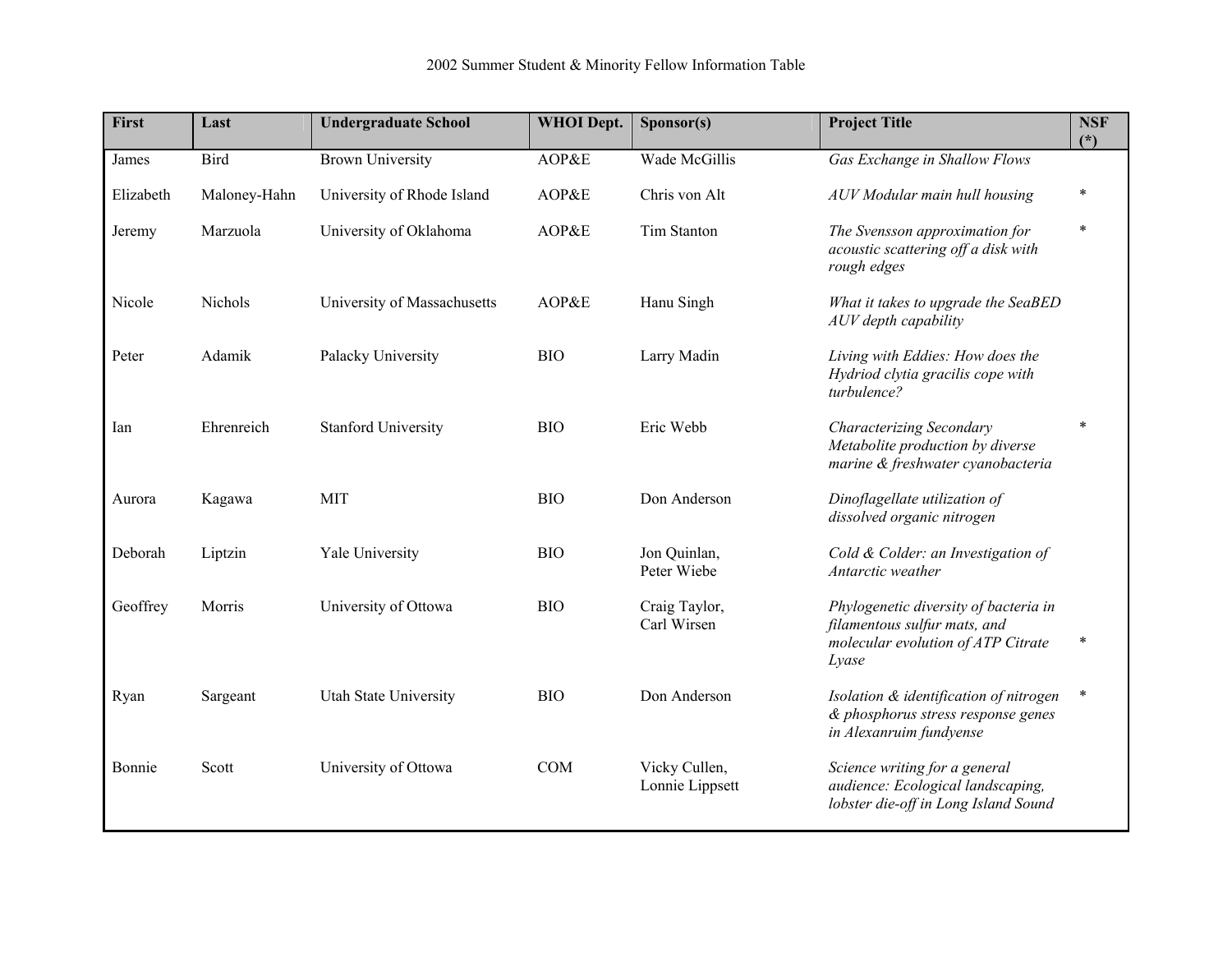2002 Summer Student & Minority Fellow Information Table

| First | Last | Undergraduate School | WHOI Dept. | Sponsor(s) | Project Title | NSF (*) |
|---|---|---|---|---|---|---|
| James | Bird | Brown University | AOP&E | Wade McGillis | *Gas Exchange in Shallow Flows* | |
| Elizabeth | Maloney-Hahn | University of Rhode Island | AOP&E | Chris von Alt | *AUV Modular main hull housing* | * |
| Jeremy | Marzuola | University of Oklahoma | AOP&E | Tim Stanton | *The Svensson approximation for acoustic scattering off a disk with rough edges* | * |
| Nicole | Nichols | University of Massachusetts | AOP&E | Hanu Singh | *What it takes to upgrade the SeaBED AUV depth capability* | |
| Peter | Adamik | Palacky University | BIO | Larry Madin | *Living with Eddies: How does the Hydriod clytia gracilis cope with turbulence?* | |
| Ian | Ehrenreich | Stanford University | BIO | Eric Webb | *Characterizing Secondary Metabolite production by diverse marine & freshwater cyanobacteria* | * |
| Aurora | Kagawa | MIT | BIO | Don Anderson | *Dinoflagellate utilization of dissolved organic nitrogen* | |
| Deborah | Liptzin | Yale University | BIO | Jon Quinlan, Peter Wiebe | *Cold & Colder: an Investigation of Antarctic weather* | |
| Geoffrey | Morris | University of Ottowa | BIO | Craig Taylor, Carl Wirsen | *Phylogenetic diversity of bacteria in filamentous sulfur mats, and molecular evolution of ATP Citrate Lyase* | * |
| Ryan | Sargeant | Utah State University | BIO | Don Anderson | *Isolation & identification of nitrogen & phosphorus stress response genes in Alexanruim fundyense* | * |
| Bonnie | Scott | University of Ottowa | COM | Vicky Cullen, Lonnie Lippsett | *Science writing for a general audience: Ecological landscaping, lobster die-off in Long Island Sound* | |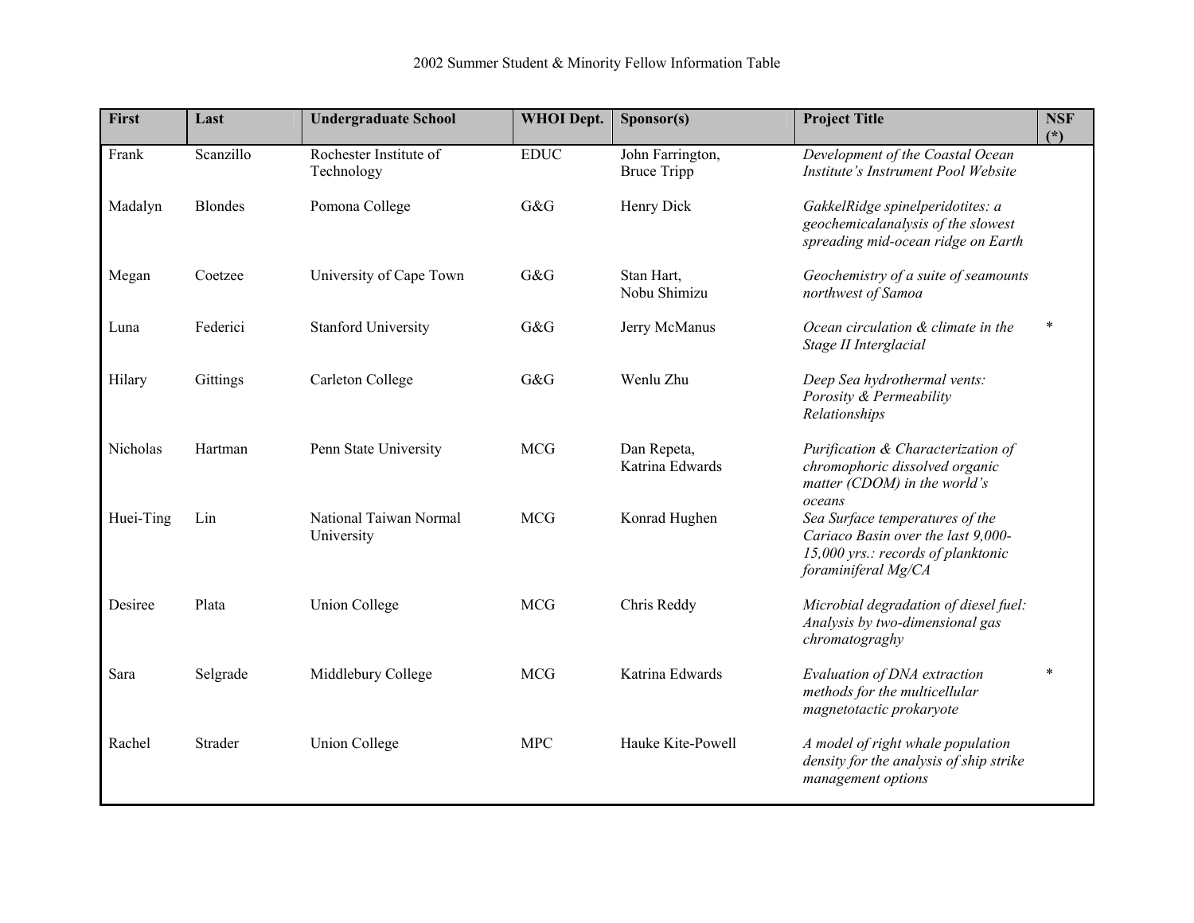2002 Summer Student & Minority Fellow Information Table

| First | Last | Undergraduate School | WHOI Dept. | Sponsor(s) | Project Title | NSF (*) |
|---|---|---|---|---|---|---|
| Frank | Scanzillo | Rochester Institute of Technology | EDUC | John Farrington, Bruce Tripp | *Development of the Coastal Ocean Institute's Instrument Pool Website* | |
| Madalyn | Blondes | Pomona College | G&G | Henry Dick | *GakkelRidge spinelperidotites: a geochemicalanalysis of the slowest spreading mid-ocean ridge on Earth* | |
| Megan | Coetzee | University of Cape Town | G&G | Stan Hart, Nobu Shimizu | *Geochemistry of a suite of seamounts northwest of Samoa* | |
| Luna | Federici | Stanford University | G&G | Jerry McManus | *Ocean circulation & climate in the Stage II Interglacial* | * |
| Hilary | Gittings | Carleton College | G&G | Wenlu Zhu | *Deep Sea hydrothermal vents: Porosity & Permeability Relationships* | |
| Nicholas | Hartman | Penn State University | MCG | Dan Repeta, Katrina Edwards | *Purification & Characterization of chromophoric dissolved organic matter (CDOM) in the world's oceans* | |
| Huei-Ting | Lin | National Taiwan Normal University | MCG | Konrad Hughen | *Sea Surface temperatures of the Cariaco Basin over the last 9,000-15,000 yrs.: records of planktonic foraminiferal Mg/CA* | |
| Desiree | Plata | Union College | MCG | Chris Reddy | *Microbial degradation of diesel fuel: Analysis by two-dimensional gas chromatograghy* | |
| Sara | Selgrade | Middlebury College | MCG | Katrina Edwards | *Evaluation of DNA extraction methods for the multicellular magnetotactic prokaryote* | * |
| Rachel | Strader | Union College | MPC | Hauke Kite-Powell | *A model of right whale population density for the analysis of ship strike management options* | |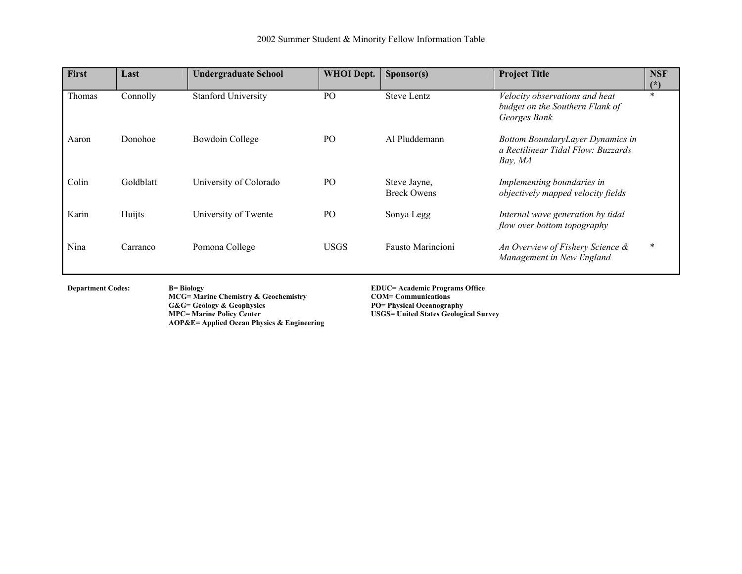2002 Summer Student & Minority Fellow Information Table

| First | Last | Undergraduate School | WHOI Dept. | Sponsor(s) | Project Title | NSF (*) |
|---|---|---|---|---|---|---|
| Thomas | Connolly | Stanford University | PO | Steve Lentz | *Velocity observations and heat budget on the Southern Flank of Georges Bank* | * |
| Aaron | Donohoe | Bowdoin College | PO | Al Pluddemann | *Bottom BoundaryLayer Dynamics in a Rectilinear Tidal Flow: Buzzards Bay, MA* | |
| Colin | Goldblatt | University of Colorado | PO | Steve Jayne, Breck Owens | *Implementing boundaries in objectively mapped velocity fields* | |
| Karin | Huijts | University of Twente | PO | Sonya Legg | *Internal wave generation by tidal flow over bottom topography* | |
| Nina | Carranco | Pomona College | USGS | Fausto Marincioni | *An Overview of Fishery Science & Management in New England* | * |

**Department Codes:**

**B= Biology**
**MCG= Marine Chemistry & Geochemistry**
**G&G= Geology & Geophysics**
**MPC= Marine Policy Center**
**AOP&E= Applied Ocean Physics & Engineering**
**EDUC= Academic Programs Office**
**COM= Communications**
**PO= Physical Oceanography**
**USGS= United States Geological Survey**